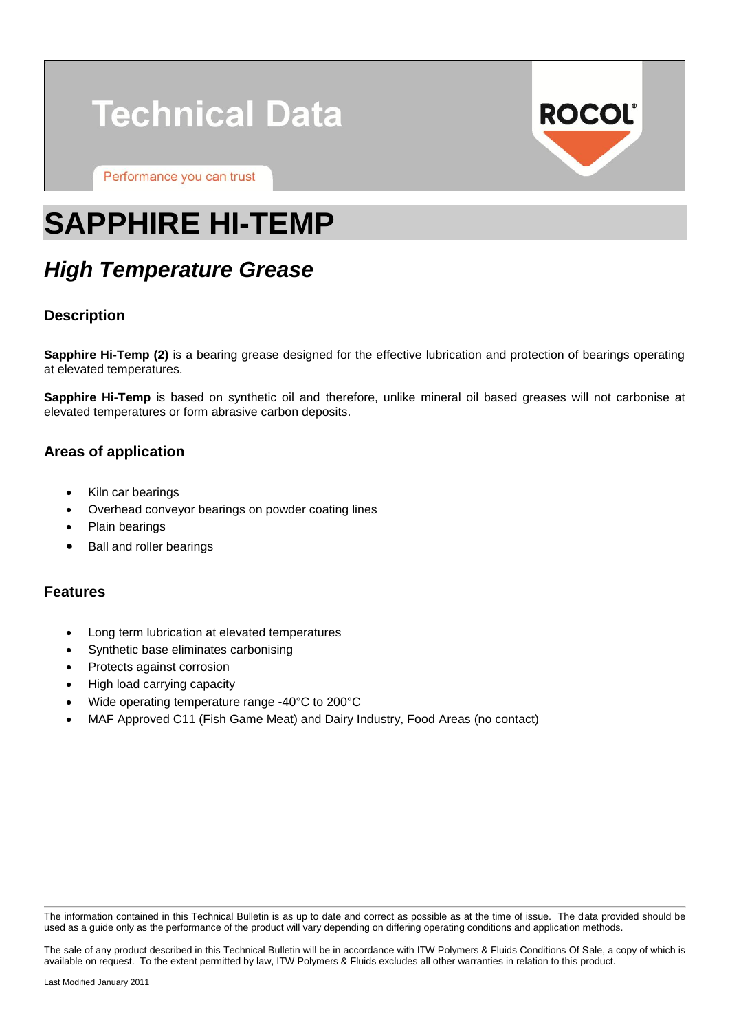# Technical Data

Performance you can trust

ROCOL

# SAPPHIRE HI-TEMP

## *High Temperature Grease*

### Description

**Sapphire Hi-Temp (2)** is a bearing grease designed for the effective lubrication and protection of bearings operating at elevated temperatures.

**Sapphire Hi-Temp** is based on synthetic oil and therefore, unlike mineral oil based greases will not carbonise at elevated temperatures or form abrasive carbon deposits.

### Areas of application

- Kiln car bearings
- Overhead conveyor bearings on powder coating lines
- Plain bearings
- Ball and roller bearings

### Features

- Long term lubrication at elevated temperatures
- Synthetic base eliminates carbonising
- Protects against corrosion
- High load carrying capacity
- Wide operating temperature range -40°C to 200°C
- MAF Approved C11 (Fish Game Meat) and Dairy Industry, Food Areas (no contact)

---

The information contained in this Technical Bulletin is as up to date and correct as possible as at the time of issue. The data provided should be used as a guide only as the performance of the product will vary depending on differing operating conditions and application methods.

The sale of any product described in this Technical Bulletin will be in accordance with ITW Polymers & Fluids Conditions Of Sale, a copy of which is available on request. To the extent permitted by law, ITW Polymers & Fluids excludes all other warranties in relation to this product.

Last Modified January 2011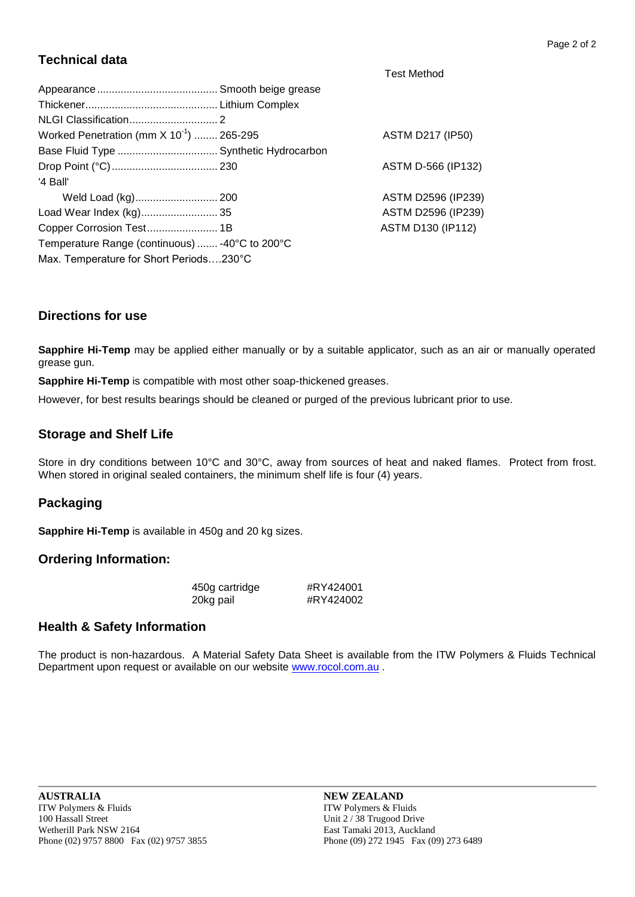## Technical data

| | | Test Method |
|---|---|---|
| Appearance | Smooth beige grease | |
| Thickener | Lithium Complex | |
| NLGI Classification | 2 | |
| Worked Penetration (mm X $10^{-1}$) | 265-295 | ASTM D217 (IP50) |
| Base Fluid Type | Synthetic Hydrocarbon | |
| Drop Point (°C) | 230 | ASTM D-566 (IP132) |
| '4 Ball' | | |
| Weld Load (kg) | 200 | ASTM D2596 (IP239) |
| Load Wear Index (kg) | 35 | ASTM D2596 (IP239) |
| Copper Corrosion Test | 1B | ASTM D130 (IP112) |
| Temperature Range (continuous) | -40°C to 200°C | |
| Max. Temperature for Short Periods | 230°C | |

## Directions for use

**Sapphire Hi-Temp** may be applied either manually or by a suitable applicator, such as an air or manually operated grease gun.

**Sapphire Hi-Temp** is compatible with most other soap-thickened greases.

However, for best results bearings should be cleaned or purged of the previous lubricant prior to use.

## Storage and Shelf Life

Store in dry conditions between 10°C and 30°C, away from sources of heat and naked flames. Protect from frost. When stored in original sealed containers, the minimum shelf life is four (4) years.

## Packaging

**Sapphire Hi-Temp** is available in 450g and 20 kg sizes.

## Ordering Information:

| | |
|---|---|
| 450g cartridge | #RY424001 |
| 20kg pail | #RY424002 |

## Health & Safety Information

The product is non-hazardous. A Material Safety Data Sheet is available from the ITW Polymers & Fluids Technical Department upon request or available on our website www.rocol.com.au .

**AUSTRALIA**
ITW Polymers & Fluids
100 Hassall Street
Wetherill Park NSW 2164
Phone (02) 9757 8800 Fax (02) 9757 3855

**NEW ZEALAND**
ITW Polymers & Fluids
Unit 2 / 38 Trugood Drive
East Tamaki 2013, Auckland
Phone (09) 272 1945 Fax (09) 273 6489